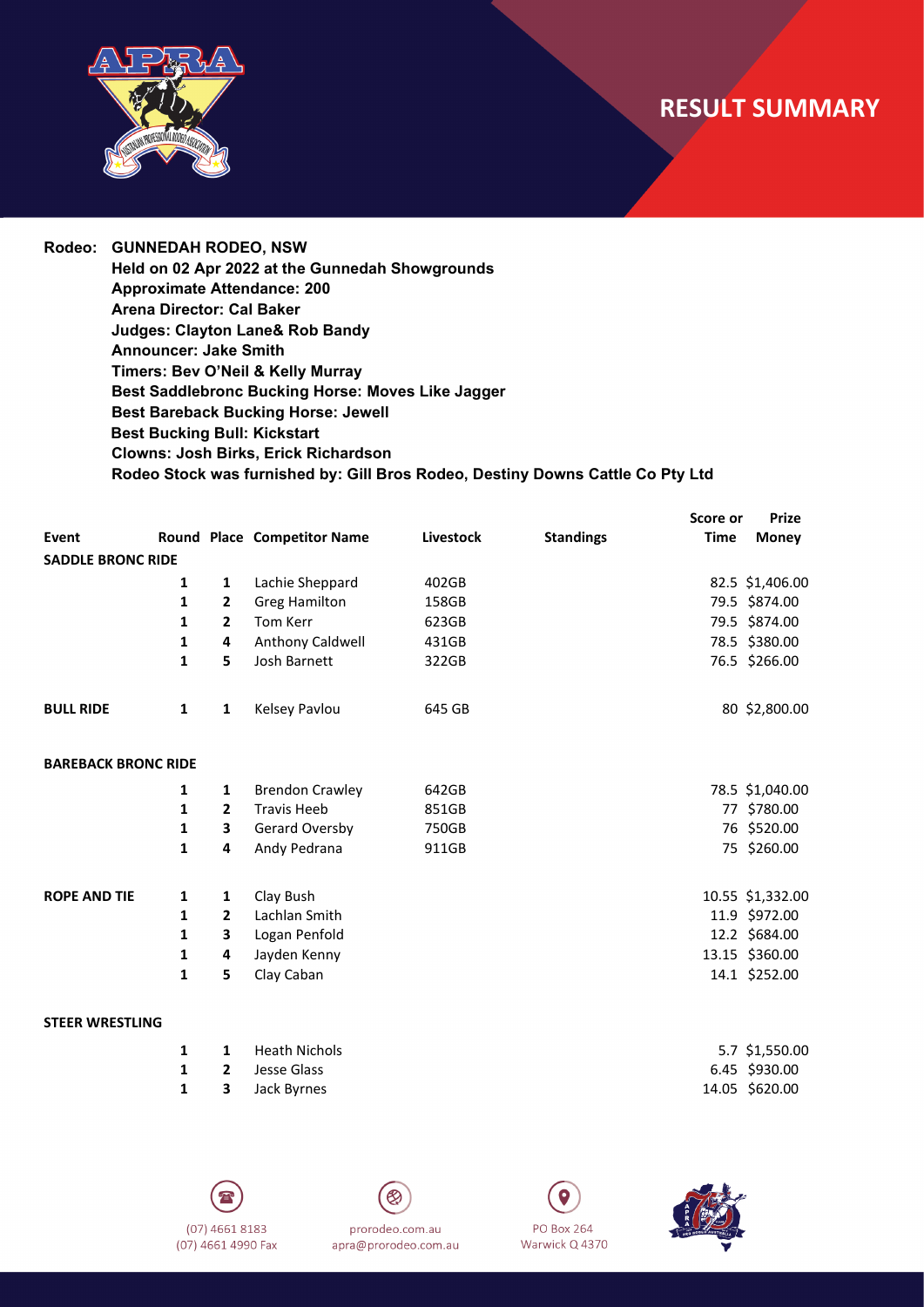# RESULT SUMMARY

**Rodeo: GUNNEDAH RODEO, NSW**
**Held on 02 Apr 2022 at the Gunnedah Showgrounds**
**Approximate Attendance: 200**
**Arena Director: Cal Baker**
**Judges: Clayton Lane& Rob Bandy**
**Announcer: Jake Smith**
**Timers: Bev O'Neil & Kelly Murray**
**Best Saddlebronc Bucking Horse: Moves Like Jagger**
**Best Bareback Bucking Horse: Jewell**
**Best Bucking Bull: Kickstart**
**Clowns: Josh Birks, Erick Richardson**
**Rodeo Stock was furnished by: Gill Bros Rodeo, Destiny Downs Cattle Co Pty Ltd**

| Event | Round | Place | Competitor Name | Livestock | Standings | Score or Time | Prize Money |
|---|---|---|---|---|---|---|---|
| **SADDLE BRONC RIDE** | | | | | | | |
| | 1 | 1 | Lachie Sheppard | 402GB | | 82.5 | $1,406.00 |
| | 1 | 2 | Greg Hamilton | 158GB | | 79.5 | $874.00 |
| | 1 | 2 | Tom Kerr | 623GB | | 79.5 | $874.00 |
| | 1 | 4 | Anthony Caldwell | 431GB | | 78.5 | $380.00 |
| | 1 | 5 | Josh Barnett | 322GB | | 76.5 | $266.00 |
| **BULL RIDE** | 1 | 1 | Kelsey Pavlou | 645 GB | | 80 | $2,800.00 |
| **BAREBACK BRONC RIDE** | | | | | | | |
| | 1 | 1 | Brendon Crawley | 642GB | | 78.5 | $1,040.00 |
| | 1 | 2 | Travis Heeb | 851GB | | 77 | $780.00 |
| | 1 | 3 | Gerard Oversby | 750GB | | 76 | $520.00 |
| | 1 | 4 | Andy Pedrana | 911GB | | 75 | $260.00 |
| **ROPE AND TIE** | 1 | 1 | Clay Bush | | | 10.55 | $1,332.00 |
| | 1 | 2 | Lachlan Smith | | | 11.9 | $972.00 |
| | 1 | 3 | Logan Penfold | | | 12.2 | $684.00 |
| | 1 | 4 | Jayden Kenny | | | 13.15 | $360.00 |
| | 1 | 5 | Clay Caban | | | 14.1 | $252.00 |
| **STEER WRESTLING** | | | | | | | |
| | 1 | 1 | Heath Nichols | | | 5.7 | $1,550.00 |
| | 1 | 2 | Jesse Glass | | | 6.45 | $930.00 |
| | 1 | 3 | Jack Byrnes | | | 14.05 | $620.00 |

(07) 4661 8183
(07) 4661 4990 Fax

prorodeo.com.au
apra@prorodeo.com.au

PO Box 264
Warwick Q 4370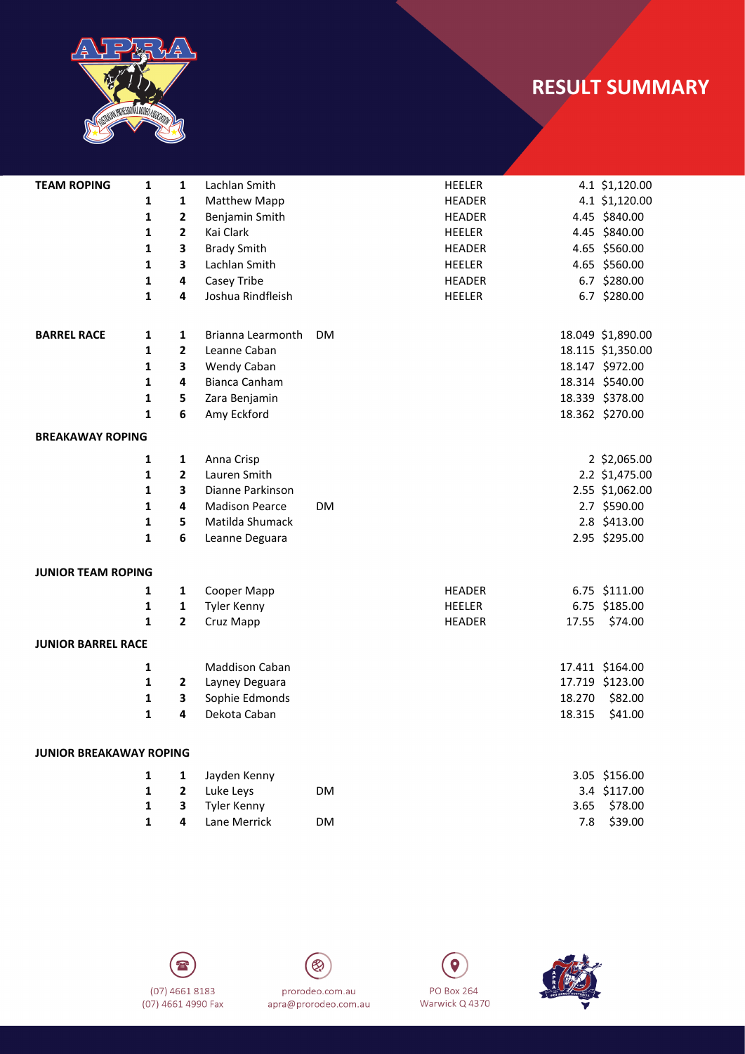# RESULT SUMMARY

| | | | | | | | |
|---|---|---|---|---|---|---|---|
| **TEAM ROPING** | **1** | **1** | Lachlan Smith | | HEELER | 4.1 | $1,120.00 |
| | **1** | **1** | Matthew Mapp | | HEADER | 4.1 | $1,120.00 |
| | **1** | **2** | Benjamin Smith | | HEADER | 4.45 | $840.00 |
| | **1** | **2** | Kai Clark | | HEELER | 4.45 | $840.00 |
| | **1** | **3** | Brady Smith | | HEADER | 4.65 | $560.00 |
| | **1** | **3** | Lachlan Smith | | HEELER | 4.65 | $560.00 |
| | **1** | **4** | Casey Tribe | | HEADER | 6.7 | $280.00 |
| | **1** | **4** | Joshua Rindfleish | | HEELER | 6.7 | $280.00 |
| **BARREL RACE** | **1** | **1** | Brianna Learmonth | DM | | 18.049 | $1,890.00 |
| | **1** | **2** | Leanne Caban | | | 18.115 | $1,350.00 |
| | **1** | **3** | Wendy Caban | | | 18.147 | $972.00 |
| | **1** | **4** | Bianca Canham | | | 18.314 | $540.00 |
| | **1** | **5** | Zara Benjamin | | | 18.339 | $378.00 |
| | **1** | **6** | Amy Eckford | | | 18.362 | $270.00 |
| **BREAKAWAY ROPING** | | | | | | | |
| | **1** | **1** | Anna Crisp | | | 2 | $2,065.00 |
| | **1** | **2** | Lauren Smith | | | 2.2 | $1,475.00 |
| | **1** | **3** | Dianne Parkinson | | | 2.55 | $1,062.00 |
| | **1** | **4** | Madison Pearce | DM | | 2.7 | $590.00 |
| | **1** | **5** | Matilda Shumack | | | 2.8 | $413.00 |
| | **1** | **6** | Leanne Deguara | | | 2.95 | $295.00 |
| **JUNIOR TEAM ROPING** | | | | | | | |
| | **1** | **1** | Cooper Mapp | | HEADER | 6.75 | $111.00 |
| | **1** | **1** | Tyler Kenny | | HEELER | 6.75 | $185.00 |
| | **1** | **2** | Cruz Mapp | | HEADER | 17.55 | $74.00 |
| **JUNIOR BARREL RACE** | | | | | | | |
| | **1** | | Maddison Caban | | | 17.411 | $164.00 |
| | **1** | **2** | Layney Deguara | | | 17.719 | $123.00 |
| | **1** | **3** | Sophie Edmonds | | | 18.270 | $82.00 |
| | **1** | **4** | Dekota Caban | | | 18.315 | $41.00 |
| **JUNIOR BREAKAWAY ROPING** | | | | | | | |
| | **1** | **1** | Jayden Kenny | | | 3.05 | $156.00 |
| | **1** | **2** | Luke Leys | DM | | 3.4 | $117.00 |
| | **1** | **3** | Tyler Kenny | | | 3.65 | $78.00 |
| | **1** | **4** | Lane Merrick | DM | | 7.8 | $39.00 |

(07) 4661 8183
(07) 4661 4990 Fax

prorodeo.com.au
apra@prorodeo.com.au

PO Box 264
Warwick Q 4370